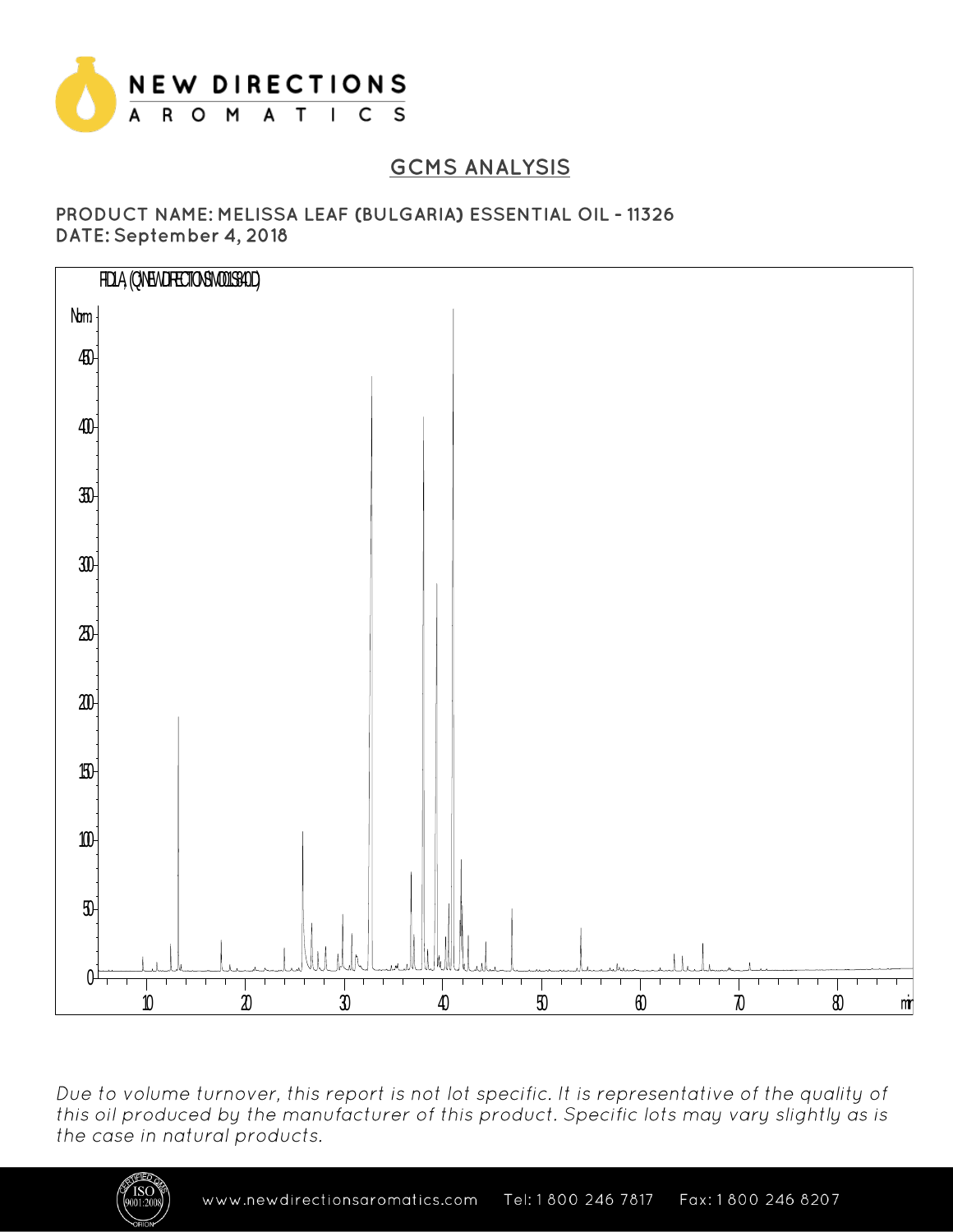# NEW DIRECTIONS AROMATICS

## GCMS ANALYSIS

**PRODUCT NAME: MELISSA LEAF (BULGARIA) ESSENTIAL OIL - 11326**
**DATE: September 4, 2018**

*Due to volume turnover, this report is not lot specific. It is representative of the quality of this oil produced by the manufacturer of this product. Specific lots may vary slightly as is the case in natural products.*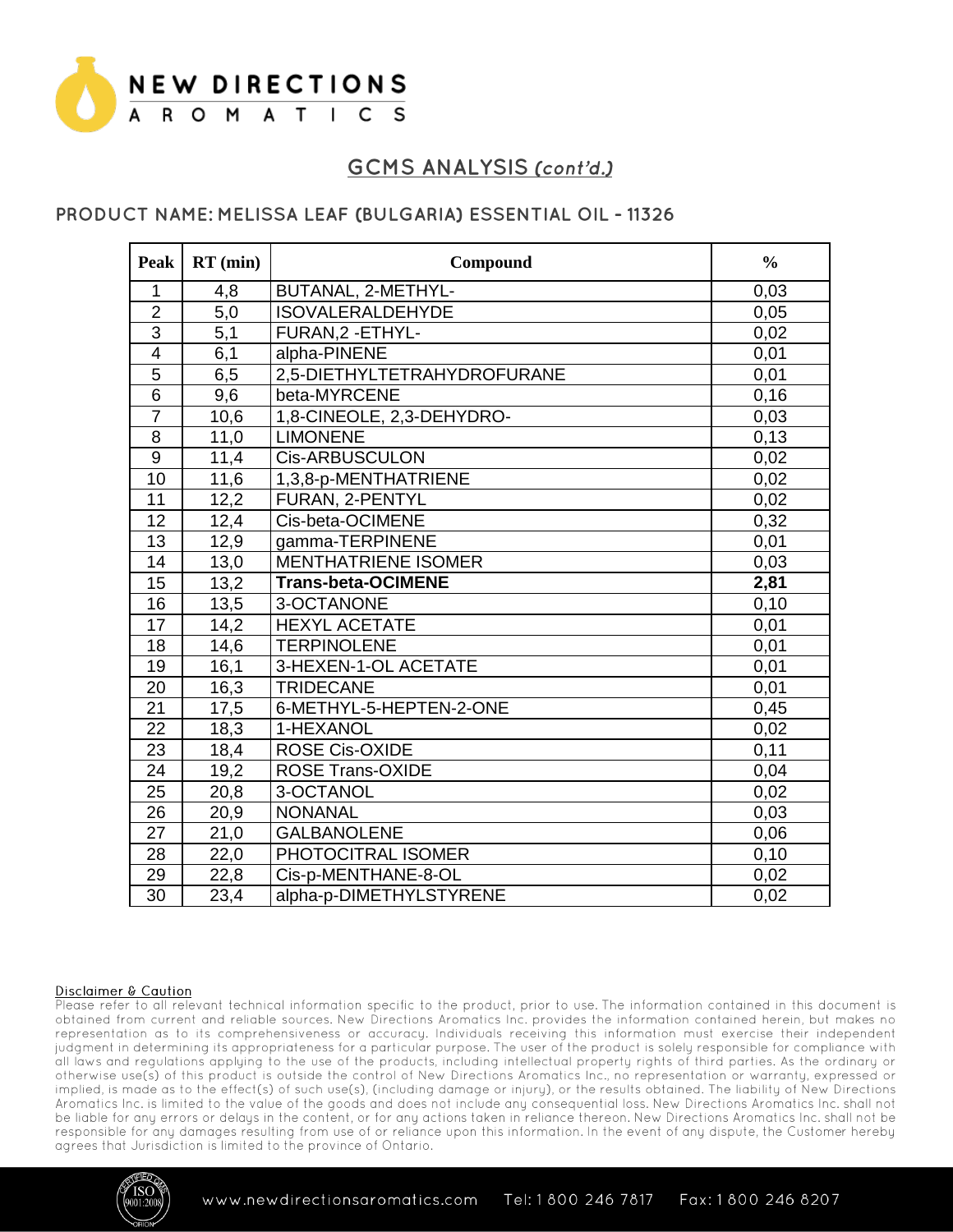## GCMS ANALYSIS *(cont'd.)*

### PRODUCT NAME: MELISSA LEAF (BULGARIA) ESSENTIAL OIL - 11326

| Peak | RT (min) | Compound | % |
|---|---|---|---|
| 1 | 4,8 | BUTANAL, 2-METHYL- | 0,03 |
| 2 | 5,0 | ISOVALERALDEHYDE | 0,05 |
| 3 | 5,1 | FURAN,2 -ETHYL- | 0,02 |
| 4 | 6,1 | alpha-PINENE | 0,01 |
| 5 | 6,5 | 2,5-DIETHYLTETRAHYDROFURANE | 0,01 |
| 6 | 9,6 | beta-MYRCENE | 0,16 |
| 7 | 10,6 | 1,8-CINEOLE, 2,3-DEHYDRO- | 0,03 |
| 8 | 11,0 | LIMONENE | 0,13 |
| 9 | 11,4 | Cis-ARBUSCULON | 0,02 |
| 10 | 11,6 | 1,3,8-p-MENTHATRIENE | 0,02 |
| 11 | 12,2 | FURAN, 2-PENTYL | 0,02 |
| 12 | 12,4 | Cis-beta-OCIMENE | 0,32 |
| 13 | 12,9 | gamma-TERPINENE | 0,01 |
| 14 | 13,0 | MENTHATRIENE ISOMER | 0,03 |
| 15 | 13,2 | **Trans-beta-OCIMENE** | **2,81** |
| 16 | 13,5 | 3-OCTANONE | 0,10 |
| 17 | 14,2 | HEXYL ACETATE | 0,01 |
| 18 | 14,6 | TERPINOLENE | 0,01 |
| 19 | 16,1 | 3-HEXEN-1-OL ACETATE | 0,01 |
| 20 | 16,3 | TRIDECANE | 0,01 |
| 21 | 17,5 | 6-METHYL-5-HEPTEN-2-ONE | 0,45 |
| 22 | 18,3 | 1-HEXANOL | 0,02 |
| 23 | 18,4 | ROSE Cis-OXIDE | 0,11 |
| 24 | 19,2 | ROSE Trans-OXIDE | 0,04 |
| 25 | 20,8 | 3-OCTANOL | 0,02 |
| 26 | 20,9 | NONANAL | 0,03 |
| 27 | 21,0 | GALBANOLENE | 0,06 |
| 28 | 22,0 | PHOTOCITRAL ISOMER | 0,10 |
| 29 | 22,8 | Cis-p-MENTHANE-8-OL | 0,02 |
| 30 | 23,4 | alpha-p-DIMETHYLSTYRENE | 0,02 |

**Disclaimer & Caution**

Please refer to all relevant technical information specific to the product, prior to use. The information contained in this document is obtained from current and reliable sources. New Directions Aromatics Inc. provides the information contained herein, but makes no representation as to its comprehensiveness or accuracy. Individuals receiving this information must exercise their independent judgment in determining its appropriateness for a particular purpose. The user of the product is solely responsible for compliance with all laws and regulations applying to the use of the products, including intellectual property rights of third parties. As the ordinary or otherwise use(s) of this product is outside the control of New Directions Aromatics Inc., no representation or warranty, expressed or implied, is made as to the effect(s) of such use(s), (including damage or injury), or the results obtained. The liability of New Directions Aromatics Inc. is limited to the value of the goods and does not include any consequential loss. New Directions Aromatics Inc. shall not be liable for any errors or delays in the content, or for any actions taken in reliance thereon. New Directions Aromatics Inc. shall not be responsible for any damages resulting from use of or reliance upon this information. In the event of any dispute, the Customer hereby agrees that Jurisdiction is limited to the province of Ontario.

www.newdirectionsaromatics.com Tel: 1 800 246 7817 Fax: 1 800 246 8207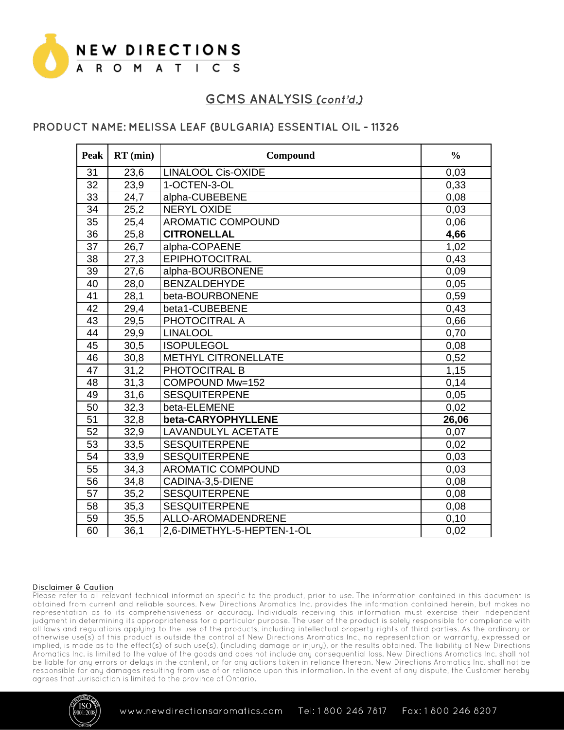## GCMS ANALYSIS *(cont'd.)*

### PRODUCT NAME: MELISSA LEAF (BULGARIA) ESSENTIAL OIL - 11326

| Peak | RT (min) | Compound | % |
|---|---|---|---|
| 31 | 23,6 | LINALOOL Cis-OXIDE | 0,03 |
| 32 | 23,9 | 1-OCTEN-3-OL | 0,33 |
| 33 | 24,7 | alpha-CUBEBENE | 0,08 |
| 34 | 25,2 | NERYL OXIDE | 0,03 |
| 35 | 25,4 | AROMATIC COMPOUND | 0,06 |
| 36 | 25,8 | **CITRONELLAL** | **4,66** |
| 37 | 26,7 | alpha-COPAENE | 1,02 |
| 38 | 27,3 | EPIPHOTOCITRAL | 0,43 |
| 39 | 27,6 | alpha-BOURBONENE | 0,09 |
| 40 | 28,0 | BENZALDEHYDE | 0,05 |
| 41 | 28,1 | beta-BOURBONENE | 0,59 |
| 42 | 29,4 | beta1-CUBEBENE | 0,43 |
| 43 | 29,5 | PHOTOCITRAL A | 0,66 |
| 44 | 29,9 | LINALOOL | 0,70 |
| 45 | 30,5 | ISOPULEGOL | 0,08 |
| 46 | 30,8 | METHYL CITRONELLATE | 0,52 |
| 47 | 31,2 | PHOTOCITRAL B | 1,15 |
| 48 | 31,3 | COMPOUND Mw=152 | 0,14 |
| 49 | 31,6 | SESQUITERPENE | 0,05 |
| 50 | 32,3 | beta-ELEMENE | 0,02 |
| 51 | 32,8 | **beta-CARYOPHYLLENE** | **26,06** |
| 52 | 32,9 | LAVANDULYL ACETATE | 0,07 |
| 53 | 33,5 | SESQUITERPENE | 0,02 |
| 54 | 33,9 | SESQUITERPENE | 0,03 |
| 55 | 34,3 | AROMATIC COMPOUND | 0,03 |
| 56 | 34,8 | CADINA-3,5-DIENE | 0,08 |
| 57 | 35,2 | SESQUITERPENE | 0,08 |
| 58 | 35,3 | SESQUITERPENE | 0,08 |
| 59 | 35,5 | ALLO-AROMADENDRENE | 0,10 |
| 60 | 36,1 | 2,6-DIMETHYL-5-HEPTEN-1-OL | 0,02 |

**Disclaimer & Caution**

Please refer to all relevant technical information specific to the product, prior to use. The information contained in this document is obtained from current and reliable sources. New Directions Aromatics Inc. provides the information contained herein, but makes no representation as to its comprehensiveness or accuracy. Individuals receiving this information must exercise their independent judgment in determining its appropriateness for a particular purpose. The user of the product is solely responsible for compliance with all laws and regulations applying to the use of the products, including intellectual property rights of third parties. As the ordinary or otherwise use(s) of this product is outside the control of New Directions Aromatics Inc., no representation or warranty, expressed or implied, is made as to the effect(s) of such use(s), (including damage or injury), or the results obtained. The liability of New Directions Aromatics Inc. is limited to the value of the goods and does not include any consequential loss. New Directions Aromatics Inc. shall not be liable for any errors or delays in the content, or for any actions taken in reliance thereon. New Directions Aromatics Inc. shall not be responsible for any damages resulting from use of or reliance upon this information. In the event of any dispute, the Customer hereby agrees that Jurisdiction is limited to the province of Ontario.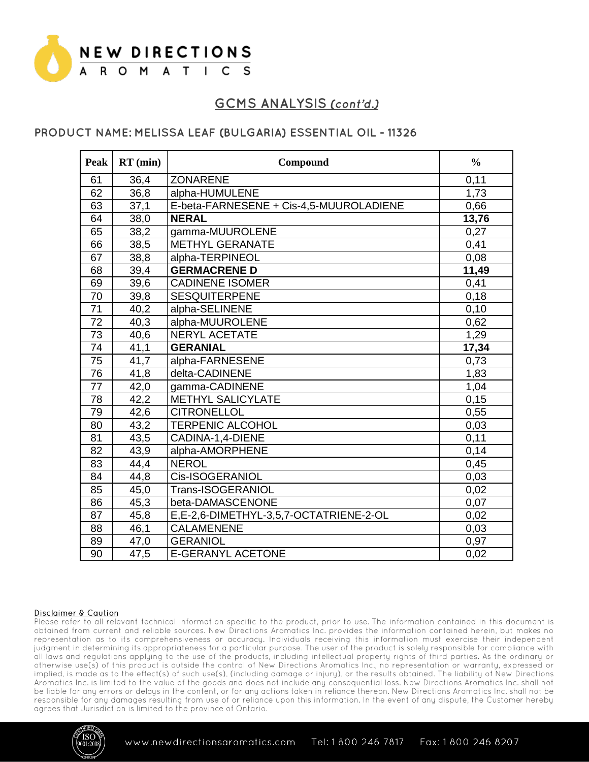## GCMS ANALYSIS *(cont'd.)*

### PRODUCT NAME: MELISSA LEAF (BULGARIA) ESSENTIAL OIL - 11326

| Peak | RT (min) | Compound | % |
|---|---|---|---|
| 61 | 36,4 | ZONARENE | 0,11 |
| 62 | 36,8 | alpha-HUMULENE | 1,73 |
| 63 | 37,1 | E-beta-FARNESENE + Cis-4,5-MUUROLADIENE | 0,66 |
| 64 | 38,0 | **NERAL** | **13,76** |
| 65 | 38,2 | gamma-MUUROLENE | 0,27 |
| 66 | 38,5 | METHYL GERANATE | 0,41 |
| 67 | 38,8 | alpha-TERPINEOL | 0,08 |
| 68 | 39,4 | **GERMACRENE D** | **11,49** |
| 69 | 39,6 | CADINENE ISOMER | 0,41 |
| 70 | 39,8 | SESQUITERPENE | 0,18 |
| 71 | 40,2 | alpha-SELINENE | 0,10 |
| 72 | 40,3 | alpha-MUUROLENE | 0,62 |
| 73 | 40,6 | NERYL ACETATE | 1,29 |
| 74 | 41,1 | **GERANIAL** | **17,34** |
| 75 | 41,7 | alpha-FARNESENE | 0,73 |
| 76 | 41,8 | delta-CADINENE | 1,83 |
| 77 | 42,0 | gamma-CADINENE | 1,04 |
| 78 | 42,2 | METHYL SALICYLATE | 0,15 |
| 79 | 42,6 | CITRONELLOL | 0,55 |
| 80 | 43,2 | TERPENIC ALCOHOL | 0,03 |
| 81 | 43,5 | CADINA-1,4-DIENE | 0,11 |
| 82 | 43,9 | alpha-AMORPHENE | 0,14 |
| 83 | 44,4 | NEROL | 0,45 |
| 84 | 44,8 | Cis-ISOGERANIOL | 0,03 |
| 85 | 45,0 | Trans-ISOGERANIOL | 0,02 |
| 86 | 45,3 | beta-DAMASCENONE | 0,07 |
| 87 | 45,8 | E,E-2,6-DIMETHYL-3,5,7-OCTATRIENE-2-OL | 0,02 |
| 88 | 46,1 | CALAMENENE | 0,03 |
| 89 | 47,0 | GERANIOL | 0,97 |
| 90 | 47,5 | E-GERANYL ACETONE | 0,02 |

**Disclaimer & Caution**

Please refer to all relevant technical information specific to the product, prior to use. The information contained in this document is obtained from current and reliable sources. New Directions Aromatics Inc. provides the information contained herein, but makes no representation as to its comprehensiveness or accuracy. Individuals receiving this information must exercise their independent judgment in determining its appropriateness for a particular purpose. The user of the product is solely responsible for compliance with all laws and regulations applying to the use of the products, including intellectual property rights of third parties. As the ordinary or otherwise use(s) of this product is outside the control of New Directions Aromatics Inc., no representation or warranty, expressed or implied, is made as to the effect(s) of such use(s), (including damage or injury), or the results obtained. The liability of New Directions Aromatics Inc. is limited to the value of the goods and does not include any consequential loss. New Directions Aromatics Inc. shall not be liable for any errors or delays in the content, or for any actions taken in reliance thereon. New Directions Aromatics Inc. shall not be responsible for any damages resulting from use of or reliance upon this information. In the event of any dispute, the Customer hereby agrees that Jurisdiction is limited to the province of Ontario.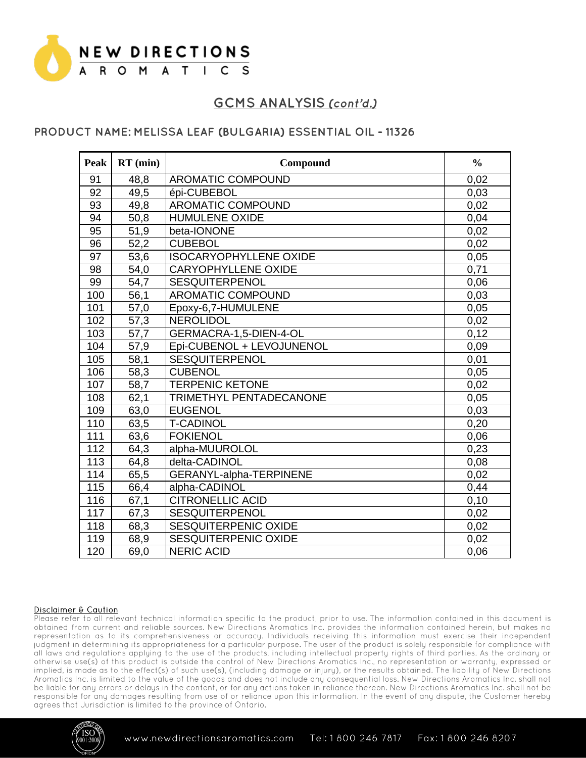## GCMS ANALYSIS *(cont'd.)*

### PRODUCT NAME: MELISSA LEAF (BULGARIA) ESSENTIAL OIL - 11326

| Peak | RT (min) | Compound | % |
|---|---|---|---|
| 91 | 48,8 | AROMATIC COMPOUND | 0,02 |
| 92 | 49,5 | épi-CUBEBOL | 0,03 |
| 93 | 49,8 | AROMATIC COMPOUND | 0,02 |
| 94 | 50,8 | HUMULENE OXIDE | 0,04 |
| 95 | 51,9 | beta-IONONE | 0,02 |
| 96 | 52,2 | CUBEBOL | 0,02 |
| 97 | 53,6 | ISOCARYOPHYLLENE OXIDE | 0,05 |
| 98 | 54,0 | CARYOPHYLLENE OXIDE | 0,71 |
| 99 | 54,7 | SESQUITERPENOL | 0,06 |
| 100 | 56,1 | AROMATIC COMPOUND | 0,03 |
| 101 | 57,0 | Epoxy-6,7-HUMULENE | 0,05 |
| 102 | 57,3 | NEROLIDOL | 0,02 |
| 103 | 57,7 | GERMACRA-1,5-DIEN-4-OL | 0,12 |
| 104 | 57,9 | Epi-CUBENOL + LEVOJUNENOL | 0,09 |
| 105 | 58,1 | SESQUITERPENOL | 0,01 |
| 106 | 58,3 | CUBENOL | 0,05 |
| 107 | 58,7 | TERPENIC KETONE | 0,02 |
| 108 | 62,1 | TRIMETHYL PENTADECANONE | 0,05 |
| 109 | 63,0 | EUGENOL | 0,03 |
| 110 | 63,5 | T-CADINOL | 0,20 |
| 111 | 63,6 | FOKIENOL | 0,06 |
| 112 | 64,3 | alpha-MUUROLOL | 0,23 |
| 113 | 64,8 | delta-CADINOL | 0,08 |
| 114 | 65,5 | GERANYL-alpha-TERPINENE | 0,02 |
| 115 | 66,4 | alpha-CADINOL | 0,44 |
| 116 | 67,1 | CITRONELLIC ACID | 0,10 |
| 117 | 67,3 | SESQUITERPENOL | 0,02 |
| 118 | 68,3 | SESQUITERPENIC OXIDE | 0,02 |
| 119 | 68,9 | SESQUITERPENIC OXIDE | 0,02 |
| 120 | 69,0 | NERIC ACID | 0,06 |

#### Disclaimer & Caution

Please refer to all relevant technical information specific to the product, prior to use. The information contained in this document is obtained from current and reliable sources. New Directions Aromatics Inc. provides the information contained herein, but makes no representation as to its comprehensiveness or accuracy. Individuals receiving this information must exercise their independent judgment in determining its appropriateness for a particular purpose. The user of the product is solely responsible for compliance with all laws and regulations applying to the use of the products, including intellectual property rights of third parties. As the ordinary or otherwise use(s) of this product is outside the control of New Directions Aromatics Inc., no representation or warranty, expressed or implied, is made as to the effect(s) of such use(s), (including damage or injury), or the results obtained. The liability of New Directions Aromatics Inc. is limited to the value of the goods and does not include any consequential loss. New Directions Aromatics Inc. shall not be liable for any errors or delays in the content, or for any actions taken in reliance thereon. New Directions Aromatics Inc. shall not be responsible for any damages resulting from use of or reliance upon this information. In the event of any dispute, the Customer hereby agrees that Jurisdiction is limited to the province of Ontario.

www.newdirectionsaromatics.com Tel: 1 800 246 7817 Fax: 1 800 246 8207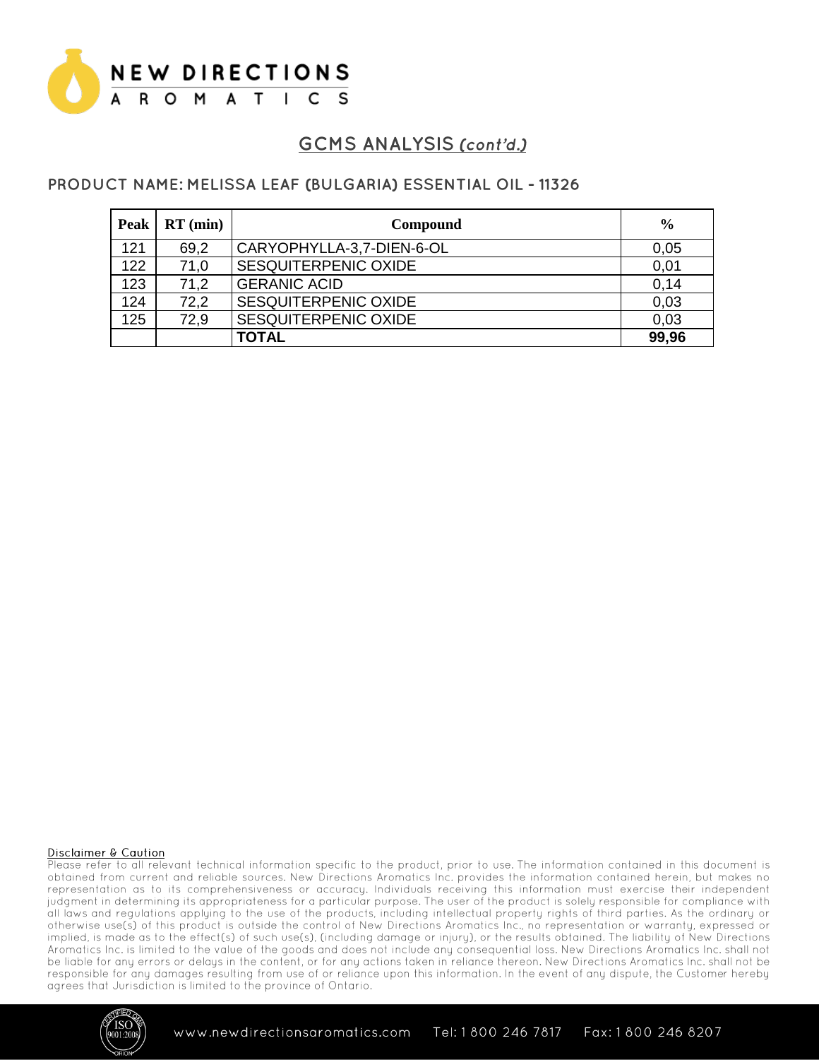## GCMS ANALYSIS *(cont'd.)*

### PRODUCT NAME: MELISSA LEAF (BULGARIA) ESSENTIAL OIL - 11326

| Peak | RT (min) | Compound | % |
|---|---|---|---|
| 121 | 69,2 | CARYOPHYLLA-3,7-DIEN-6-OL | 0,05 |
| 122 | 71,0 | SESQUITERPENIC OXIDE | 0,01 |
| 123 | 71,2 | GERANIC ACID | 0,14 |
| 124 | 72,2 | SESQUITERPENIC OXIDE | 0,03 |
| 125 | 72,9 | SESQUITERPENIC OXIDE | 0,03 |
| | | **TOTAL** | **99,96** |

Disclaimer & Caution

Please refer to all relevant technical information specific to the product, prior to use. The information contained in this document is obtained from current and reliable sources. New Directions Aromatics Inc. provides the information contained herein, but makes no representation as to its comprehensiveness or accuracy. Individuals receiving this information must exercise their independent judgment in determining its appropriateness for a particular purpose. The user of the product is solely responsible for compliance with all laws and regulations applying to the use of the products, including intellectual property rights of third parties. As the ordinary or otherwise use(s) of this product is outside the control of New Directions Aromatics Inc., no representation or warranty, expressed or implied, is made as to the effect(s) of such use(s), (including damage or injury), or the results obtained. The liability of New Directions Aromatics Inc. is limited to the value of the goods and does not include any consequential loss. New Directions Aromatics Inc. shall not be liable for any errors or delays in the content, or for any actions taken in reliance thereon. New Directions Aromatics Inc. shall not be responsible for any damages resulting from use of or reliance upon this information. In the event of any dispute, the Customer hereby agrees that Jurisdiction is limited to the province of Ontario.